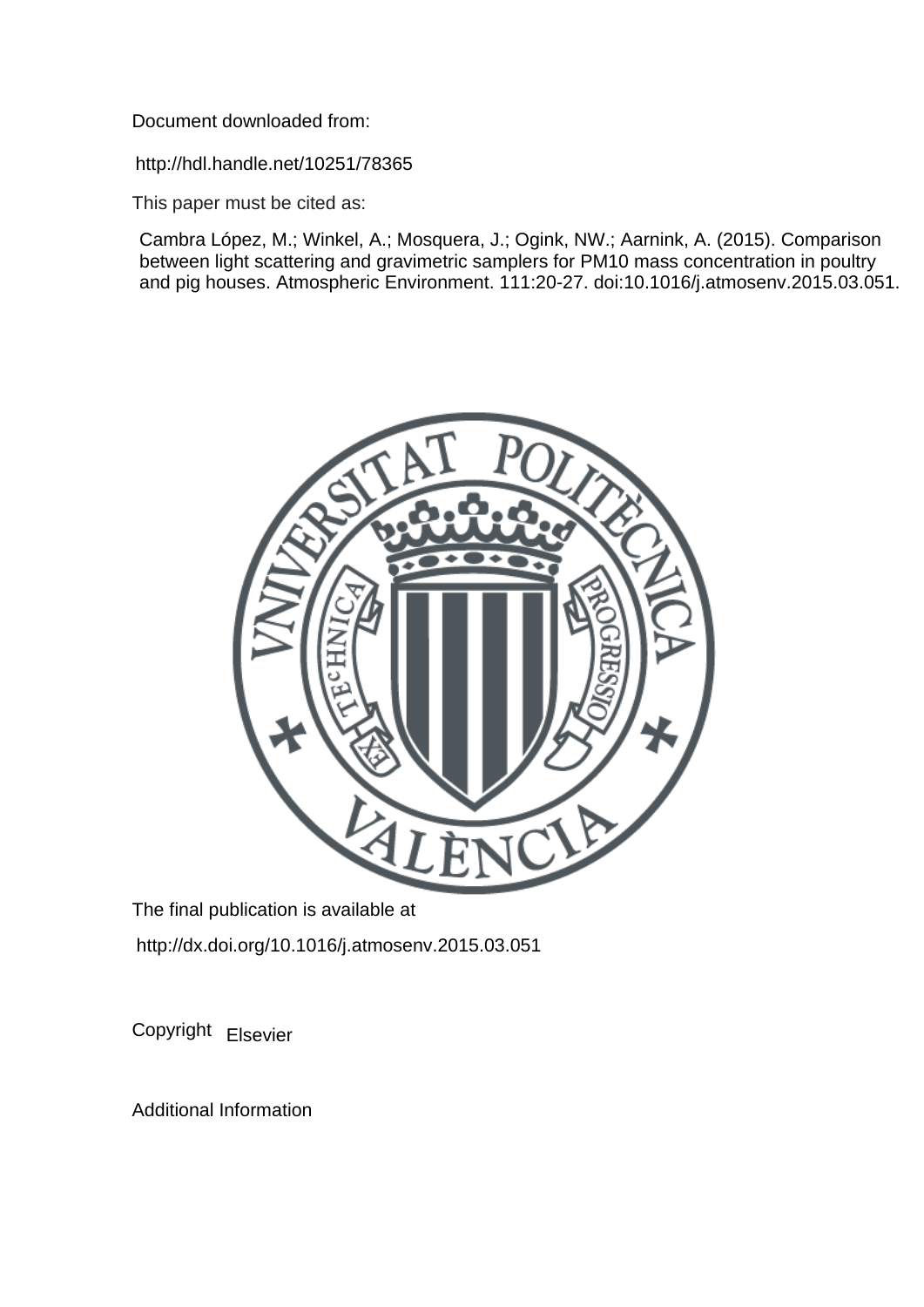Document downloaded from:

http://hdl.handle.net/10251/78365

This paper must be cited as:

Cambra López, M.; Winkel, A.; Mosquera, J.; Ogink, NW.; Aarnink, A. (2015). Comparison between light scattering and gravimetric samplers for PM10 mass concentration in poultry and pig houses. Atmospheric Environment. 111:20-27. doi:10.1016/j.atmosenv.2015.03.051.

The final publication is available at

http://dx.doi.org/10.1016/j.atmosenv.2015.03.051

Copyright Elsevier

Additional Information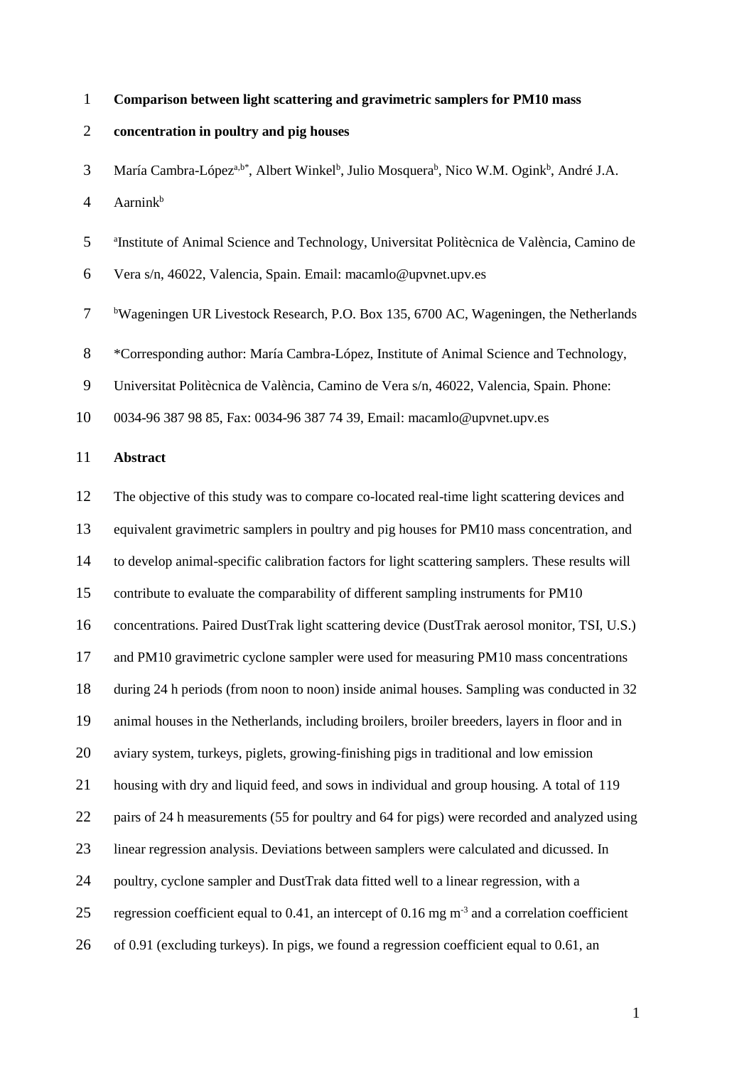# Comparison between light scattering and gravimetric samplers for PM10 mass concentration in poultry and pig houses

María Cambra-López[a,b*], Albert Winkel[b], Julio Mosquera[b], Nico W.M. Ogink[b], André J.A. Aarnink[b]

[a]Institute of Animal Science and Technology, Universitat Politècnica de València, Camino de Vera s/n, 46022, Valencia, Spain. Email: macamlo@upvnet.upv.es

[b]Wageningen UR Livestock Research, P.O. Box 135, 6700 AC, Wageningen, the Netherlands

*Corresponding author: María Cambra-López, Institute of Animal Science and Technology, Universitat Politècnica de València, Camino de Vera s/n, 46022, Valencia, Spain. Phone: 0034-96 387 98 85, Fax: 0034-96 387 74 39, Email: macamlo@upvnet.upv.es

## Abstract

The objective of this study was to compare co-located real-time light scattering devices and equivalent gravimetric samplers in poultry and pig houses for PM10 mass concentration, and to develop animal-specific calibration factors for light scattering samplers. These results will contribute to evaluate the comparability of different sampling instruments for PM10 concentrations. Paired DustTrak light scattering device (DustTrak aerosol monitor, TSI, U.S.) and PM10 gravimetric cyclone sampler were used for measuring PM10 mass concentrations during 24 h periods (from noon to noon) inside animal houses. Sampling was conducted in 32 animal houses in the Netherlands, including broilers, broiler breeders, layers in floor and in aviary system, turkeys, piglets, growing-finishing pigs in traditional and low emission housing with dry and liquid feed, and sows in individual and group housing. A total of 119 pairs of 24 h measurements (55 for poultry and 64 for pigs) were recorded and analyzed using linear regression analysis. Deviations between samplers were calculated and dicussed. In poultry, cyclone sampler and DustTrak data fitted well to a linear regression, with a regression coefficient equal to 0.41, an intercept of 0.16 mg $m^{-3}$ and a correlation coefficient of 0.91 (excluding turkeys). In pigs, we found a regression coefficient equal to 0.61, an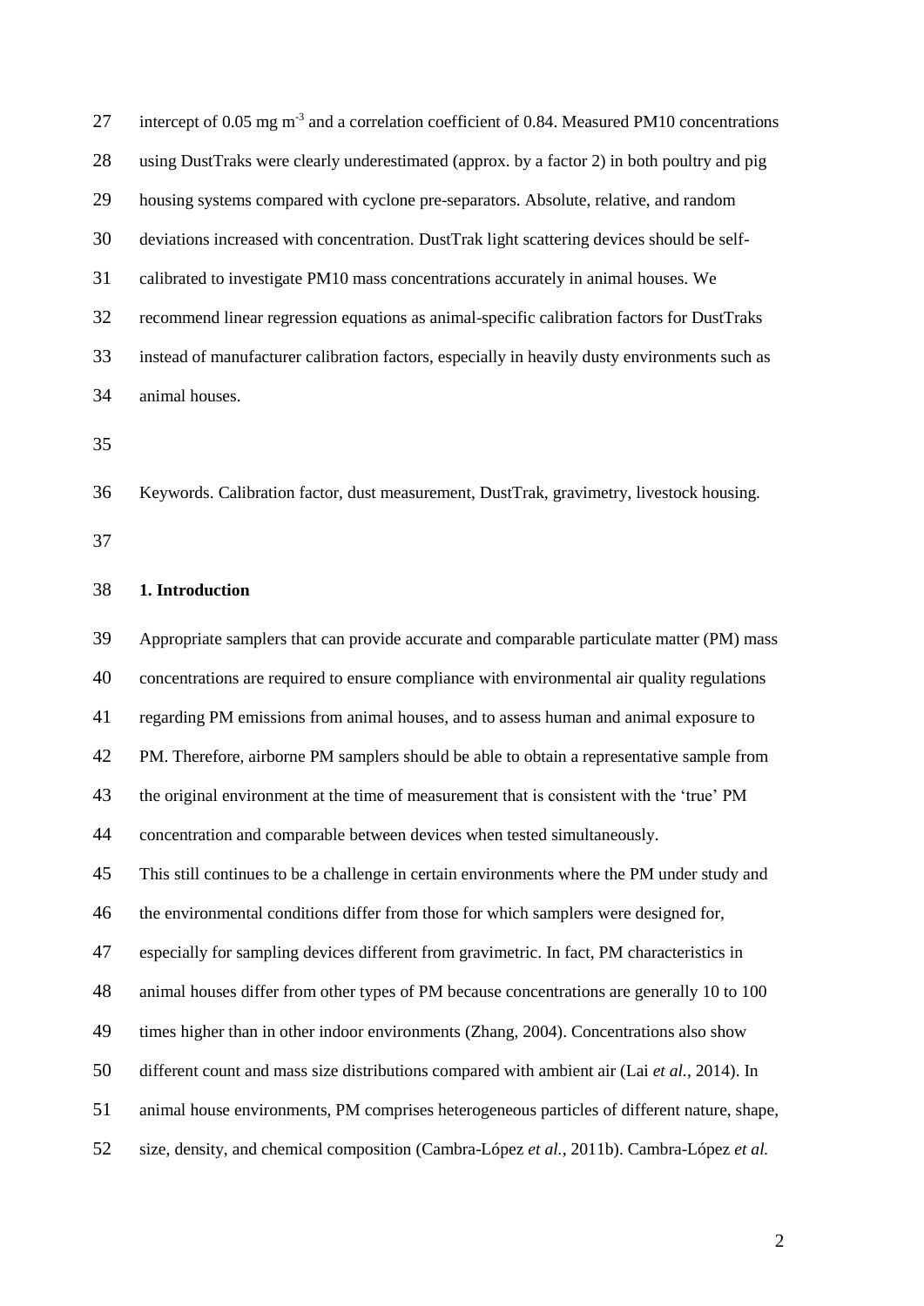intercept of 0.05 mg $m^{-3}$ and a correlation coefficient of 0.84. Measured PM10 concentrations using DustTraks were clearly underestimated (approx. by a factor 2) in both poultry and pig housing systems compared with cyclone pre-separators. Absolute, relative, and random deviations increased with concentration. DustTrak light scattering devices should be self-calibrated to investigate PM10 mass concentrations accurately in animal houses. We recommend linear regression equations as animal-specific calibration factors for DustTraks instead of manufacturer calibration factors, especially in heavily dusty environments such as animal houses.

Keywords. Calibration factor, dust measurement, DustTrak, gravimetry, livestock housing.

## 1. Introduction

Appropriate samplers that can provide accurate and comparable particulate matter (PM) mass concentrations are required to ensure compliance with environmental air quality regulations regarding PM emissions from animal houses, and to assess human and animal exposure to PM. Therefore, airborne PM samplers should be able to obtain a representative sample from the original environment at the time of measurement that is consistent with the 'true' PM concentration and comparable between devices when tested simultaneously.

This still continues to be a challenge in certain environments where the PM under study and the environmental conditions differ from those for which samplers were designed for, especially for sampling devices different from gravimetric. In fact, PM characteristics in animal houses differ from other types of PM because concentrations are generally 10 to 100 times higher than in other indoor environments (Zhang, 2004). Concentrations also show different count and mass size distributions compared with ambient air (Lai *et al.*, 2014). In animal house environments, PM comprises heterogeneous particles of different nature, shape, size, density, and chemical composition (Cambra-López *et al.*, 2011b). Cambra-López *et al.*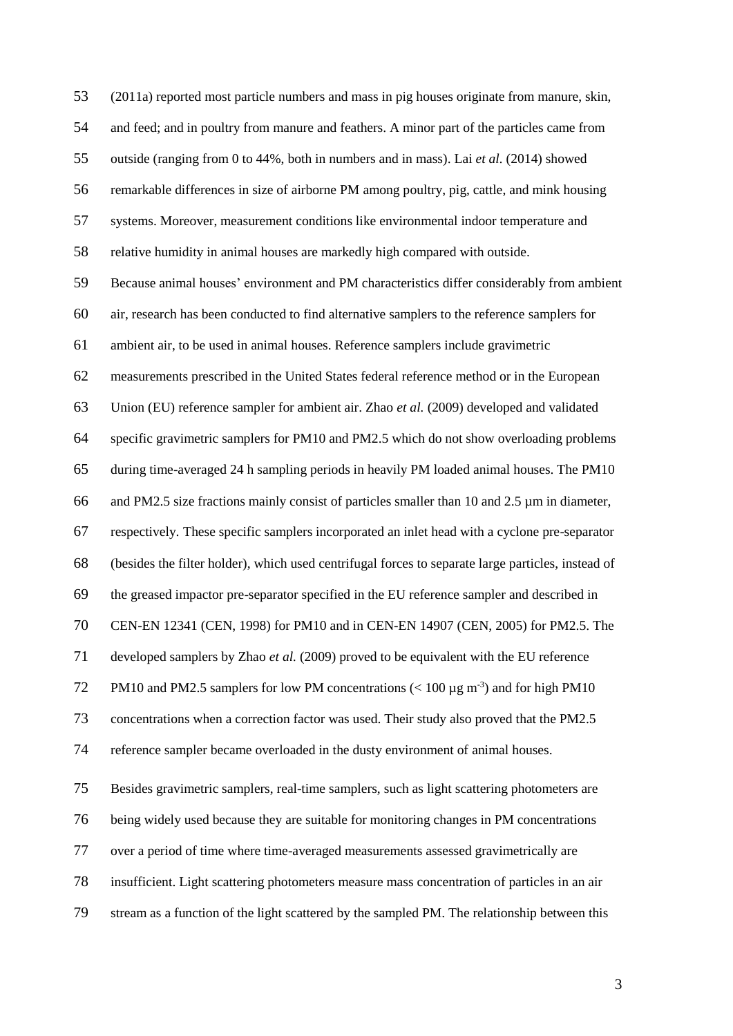(2011a) reported most particle numbers and mass in pig houses originate from manure, skin, and feed; and in poultry from manure and feathers. A minor part of the particles came from outside (ranging from 0 to 44%, both in numbers and in mass). Lai *et al.* (2014) showed remarkable differences in size of airborne PM among poultry, pig, cattle, and mink housing systems. Moreover, measurement conditions like environmental indoor temperature and relative humidity in animal houses are markedly high compared with outside.

Because animal houses' environment and PM characteristics differ considerably from ambient air, research has been conducted to find alternative samplers to the reference samplers for ambient air, to be used in animal houses. Reference samplers include gravimetric measurements prescribed in the United States federal reference method or in the European Union (EU) reference sampler for ambient air. Zhao *et al.* (2009) developed and validated specific gravimetric samplers for PM10 and PM2.5 which do not show overloading problems during time-averaged 24 h sampling periods in heavily PM loaded animal houses. The PM10 and PM2.5 size fractions mainly consist of particles smaller than 10 and 2.5 µm in diameter, respectively. These specific samplers incorporated an inlet head with a cyclone pre-separator (besides the filter holder), which used centrifugal forces to separate large particles, instead of the greased impactor pre-separator specified in the EU reference sampler and described in CEN-EN 12341 (CEN, 1998) for PM10 and in CEN-EN 14907 (CEN, 2005) for PM2.5. The developed samplers by Zhao *et al.* (2009) proved to be equivalent with the EU reference PM10 and PM2.5 samplers for low PM concentrations ($< 100\ \mu g\ m^{-3}$) and for high PM10 concentrations when a correction factor was used. Their study also proved that the PM2.5 reference sampler became overloaded in the dusty environment of animal houses.

Besides gravimetric samplers, real-time samplers, such as light scattering photometers are being widely used because they are suitable for monitoring changes in PM concentrations over a period of time where time-averaged measurements assessed gravimetrically are insufficient. Light scattering photometers measure mass concentration of particles in an air stream as a function of the light scattered by the sampled PM. The relationship between this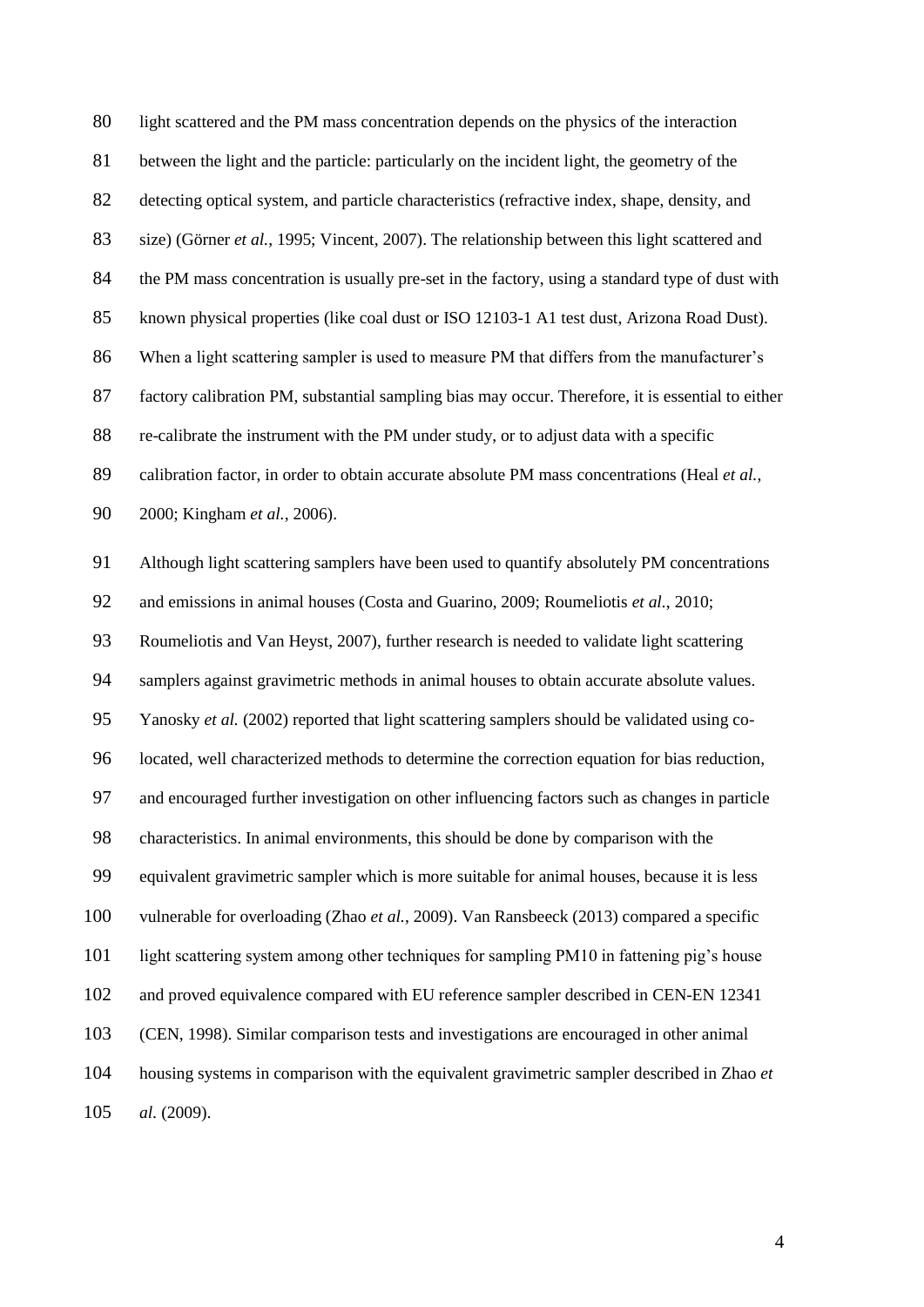light scattered and the PM mass concentration depends on the physics of the interaction between the light and the particle: particularly on the incident light, the geometry of the detecting optical system, and particle characteristics (refractive index, shape, density, and size) (Görner *et al.*, 1995; Vincent, 2007). The relationship between this light scattered and the PM mass concentration is usually pre-set in the factory, using a standard type of dust with known physical properties (like coal dust or ISO 12103-1 A1 test dust, Arizona Road Dust). When a light scattering sampler is used to measure PM that differs from the manufacturer's factory calibration PM, substantial sampling bias may occur. Therefore, it is essential to either re-calibrate the instrument with the PM under study, or to adjust data with a specific calibration factor, in order to obtain accurate absolute PM mass concentrations (Heal *et al.*, 2000; Kingham *et al.*, 2006).

Although light scattering samplers have been used to quantify absolutely PM concentrations and emissions in animal houses (Costa and Guarino, 2009; Roumeliotis *et al*., 2010; Roumeliotis and Van Heyst, 2007), further research is needed to validate light scattering samplers against gravimetric methods in animal houses to obtain accurate absolute values. Yanosky *et al.* (2002) reported that light scattering samplers should be validated using co-located, well characterized methods to determine the correction equation for bias reduction, and encouraged further investigation on other influencing factors such as changes in particle characteristics. In animal environments, this should be done by comparison with the equivalent gravimetric sampler which is more suitable for animal houses, because it is less vulnerable for overloading (Zhao *et al.*, 2009). Van Ransbeeck (2013) compared a specific light scattering system among other techniques for sampling PM10 in fattening pig's house and proved equivalence compared with EU reference sampler described in CEN-EN 12341 (CEN, 1998). Similar comparison tests and investigations are encouraged in other animal housing systems in comparison with the equivalent gravimetric sampler described in Zhao *et al.* (2009).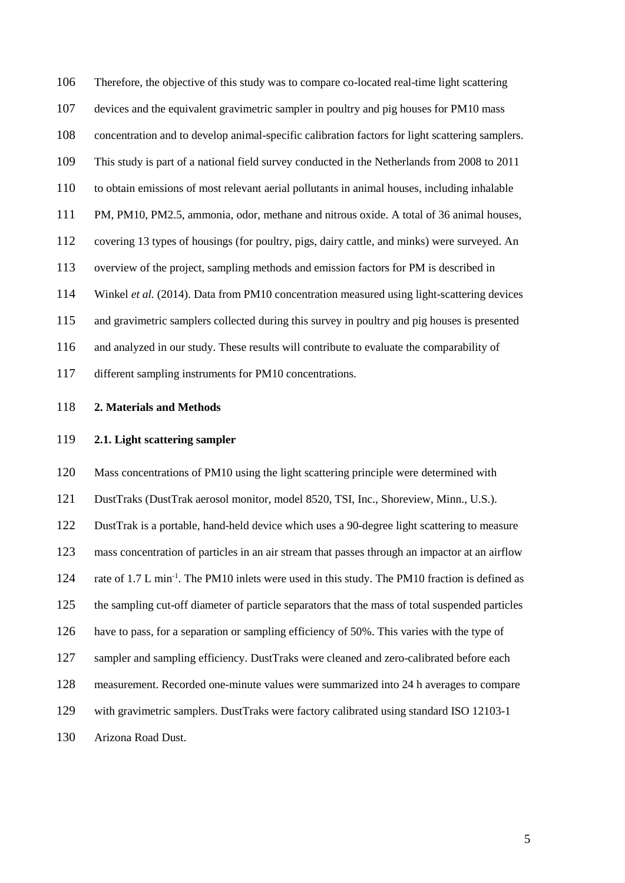Therefore, the objective of this study was to compare co-located real-time light scattering devices and the equivalent gravimetric sampler in poultry and pig houses for PM10 mass concentration and to develop animal-specific calibration factors for light scattering samplers. This study is part of a national field survey conducted in the Netherlands from 2008 to 2011 to obtain emissions of most relevant aerial pollutants in animal houses, including inhalable PM, PM10, PM2.5, ammonia, odor, methane and nitrous oxide. A total of 36 animal houses, covering 13 types of housings (for poultry, pigs, dairy cattle, and minks) were surveyed. An overview of the project, sampling methods and emission factors for PM is described in Winkel *et al.* (2014). Data from PM10 concentration measured using light-scattering devices and gravimetric samplers collected during this survey in poultry and pig houses is presented and analyzed in our study. These results will contribute to evaluate the comparability of different sampling instruments for PM10 concentrations.

## 2. Materials and Methods

### 2.1. Light scattering sampler

Mass concentrations of PM10 using the light scattering principle were determined with DustTraks (DustTrak aerosol monitor, model 8520, TSI, Inc., Shoreview, Minn., U.S.). DustTrak is a portable, hand-held device which uses a 90-degree light scattering to measure mass concentration of particles in an air stream that passes through an impactor at an airflow rate of 1.7 L $min^{-1}$. The PM10 inlets were used in this study. The PM10 fraction is defined as the sampling cut-off diameter of particle separators that the mass of total suspended particles have to pass, for a separation or sampling efficiency of 50%. This varies with the type of sampler and sampling efficiency. DustTraks were cleaned and zero-calibrated before each measurement. Recorded one-minute values were summarized into 24 h averages to compare with gravimetric samplers. DustTraks were factory calibrated using standard ISO 12103-1 Arizona Road Dust.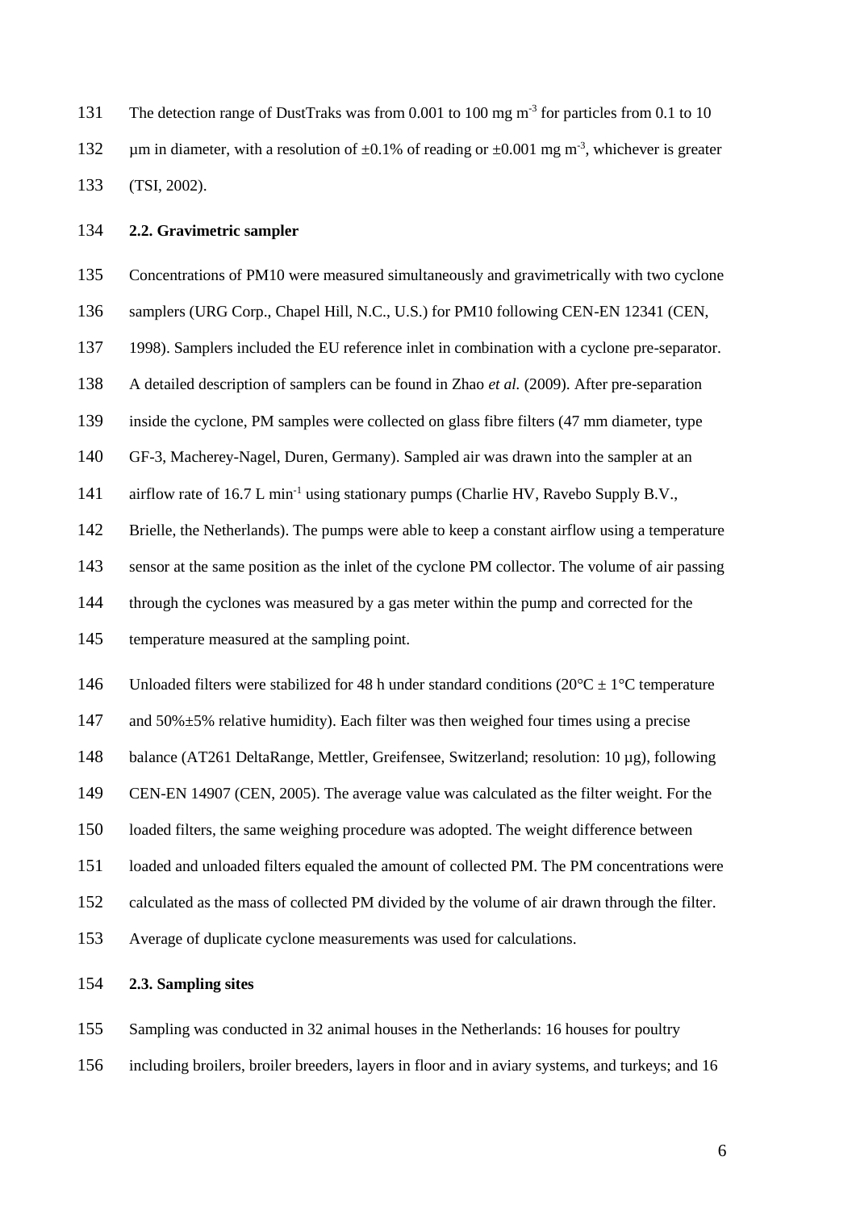The detection range of DustTraks was from 0.001 to 100 mg $m^{-3}$ for particles from 0.1 to 10 µm in diameter, with a resolution of ±0.1% of reading or ±0.001 mg $m^{-3}$, whichever is greater (TSI, 2002).

### 2.2. Gravimetric sampler

Concentrations of PM10 were measured simultaneously and gravimetrically with two cyclone samplers (URG Corp., Chapel Hill, N.C., U.S.) for PM10 following CEN-EN 12341 (CEN, 1998). Samplers included the EU reference inlet in combination with a cyclone pre-separator. A detailed description of samplers can be found in Zhao *et al.* (2009). After pre-separation inside the cyclone, PM samples were collected on glass fibre filters (47 mm diameter, type GF-3, Macherey-Nagel, Duren, Germany). Sampled air was drawn into the sampler at an airflow rate of 16.7 L $min^{-1}$ using stationary pumps (Charlie HV, Ravebo Supply B.V., Brielle, the Netherlands). The pumps were able to keep a constant airflow using a temperature sensor at the same position as the inlet of the cyclone PM collector. The volume of air passing through the cyclones was measured by a gas meter within the pump and corrected for the temperature measured at the sampling point.

Unloaded filters were stabilized for 48 h under standard conditions (20°C ± 1°C temperature and 50%±5% relative humidity). Each filter was then weighed four times using a precise balance (AT261 DeltaRange, Mettler, Greifensee, Switzerland; resolution: 10 µg), following CEN-EN 14907 (CEN, 2005). The average value was calculated as the filter weight. For the loaded filters, the same weighing procedure was adopted. The weight difference between loaded and unloaded filters equaled the amount of collected PM. The PM concentrations were calculated as the mass of collected PM divided by the volume of air drawn through the filter. Average of duplicate cyclone measurements was used for calculations.

### 2.3. Sampling sites

Sampling was conducted in 32 animal houses in the Netherlands: 16 houses for poultry including broilers, broiler breeders, layers in floor and in aviary systems, and turkeys; and 16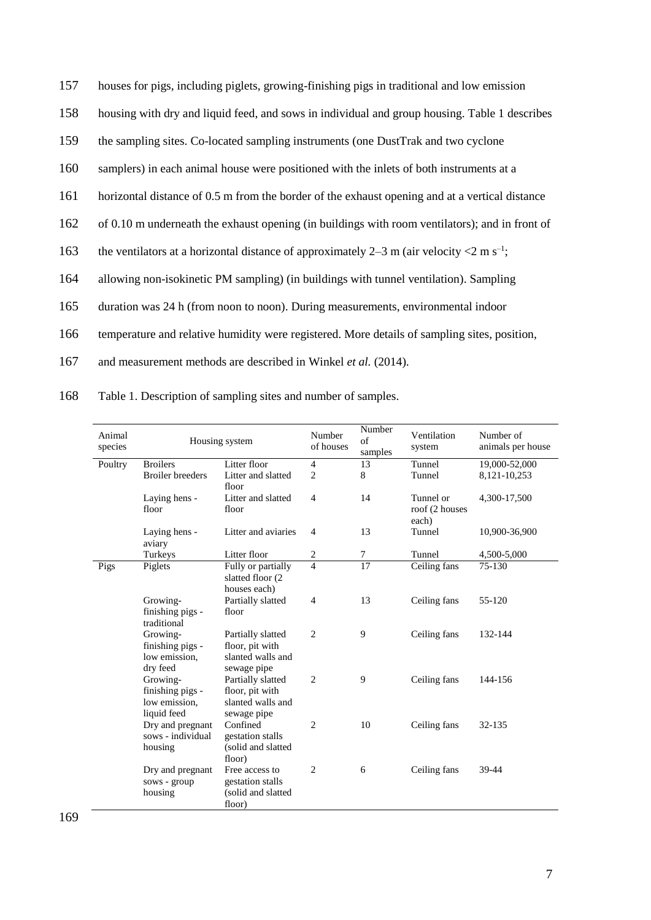houses for pigs, including piglets, growing-finishing pigs in traditional and low emission housing with dry and liquid feed, and sows in individual and group housing. Table 1 describes the sampling sites. Co-located sampling instruments (one DustTrak and two cyclone samplers) in each animal house were positioned with the inlets of both instruments at a horizontal distance of 0.5 m from the border of the exhaust opening and at a vertical distance of 0.10 m underneath the exhaust opening (in buildings with room ventilators); and in front of the ventilators at a horizontal distance of approximately 2–3 m (air velocity <2 m s$^{-1}$; allowing non-isokinetic PM sampling) (in buildings with tunnel ventilation). Sampling duration was 24 h (from noon to noon). During measurements, environmental indoor temperature and relative humidity were registered. More details of sampling sites, position, and measurement methods are described in Winkel *et al.* (2014).

Table 1. Description of sampling sites and number of samples.

| Animal species | Housing system | | Number of houses | Number of samples | Ventilation system | Number of animals per house |
|---|---|---|---|---|---|---|
| Poultry | Broilers | Litter floor | 4 | 13 | Tunnel | 19,000-52,000 |
| | Broiler breeders | Litter and slatted floor | 2 | 8 | Tunnel | 8,121-10,253 |
| | Laying hens - floor | Litter and slatted floor | 4 | 14 | Tunnel or roof (2 houses each) | 4,300-17,500 |
| | Laying hens - aviary | Litter and aviaries | 4 | 13 | Tunnel | 10,900-36,900 |
| | Turkeys | Litter floor | 2 | 7 | Tunnel | 4,500-5,000 |
| Pigs | Piglets | Fully or partially slatted floor (2 houses each) | 4 | 17 | Ceiling fans | 75-130 |
| | Growing-finishing pigs - traditional | Partially slatted floor | 4 | 13 | Ceiling fans | 55-120 |
| | Growing-finishing pigs - low emission, dry feed | Partially slatted floor, pit with slanted walls and sewage pipe | 2 | 9 | Ceiling fans | 132-144 |
| | Growing-finishing pigs - low emission, liquid feed | Partially slatted floor, pit with slanted walls and sewage pipe | 2 | 9 | Ceiling fans | 144-156 |
| | Dry and pregnant sows - individual housing | Confined gestation stalls (solid and slatted floor) | 2 | 10 | Ceiling fans | 32-135 |
| | Dry and pregnant sows - group housing | Free access to gestation stalls (solid and slatted floor) | 2 | 6 | Ceiling fans | 39-44 |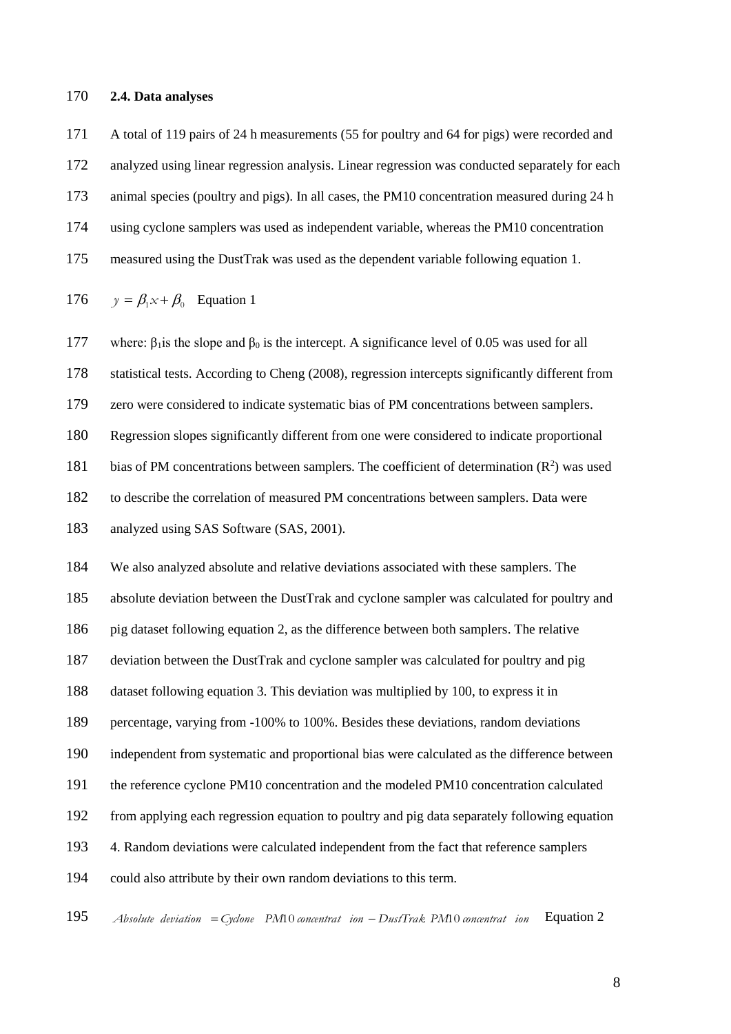## 2.4. Data analyses

A total of 119 pairs of 24 h measurements (55 for poultry and 64 for pigs) were recorded and analyzed using linear regression analysis. Linear regression was conducted separately for each animal species (poultry and pigs). In all cases, the PM10 concentration measured during 24 h using cyclone samplers was used as independent variable, whereas the PM10 concentration measured using the DustTrak was used as the dependent variable following equation 1.

$$y = \beta_1 x + \beta_0 \quad \text{Equation 1}$$

where: $\beta_1$ is the slope and $\beta_0$ is the intercept. A significance level of 0.05 was used for all statistical tests. According to Cheng (2008), regression intercepts significantly different from zero were considered to indicate systematic bias of PM concentrations between samplers. Regression slopes significantly different from one were considered to indicate proportional bias of PM concentrations between samplers. The coefficient of determination ($R^2$) was used to describe the correlation of measured PM concentrations between samplers. Data were analyzed using SAS Software (SAS, 2001).

We also analyzed absolute and relative deviations associated with these samplers. The absolute deviation between the DustTrak and cyclone sampler was calculated for poultry and pig dataset following equation 2, as the difference between both samplers. The relative deviation between the DustTrak and cyclone sampler was calculated for poultry and pig dataset following equation 3. This deviation was multiplied by 100, to express it in percentage, varying from -100% to 100%. Besides these deviations, random deviations independent from systematic and proportional bias were calculated as the difference between the reference cyclone PM10 concentration and the modeled PM10 concentration calculated from applying each regression equation to poultry and pig data separately following equation 4. Random deviations were calculated independent from the fact that reference samplers could also attribute by their own random deviations to this term.

$$Absolute\ deviation = Cyclone\ PM10\ concentration - DustTrak\ PM10\ concentration \quad \text{Equation 2}$$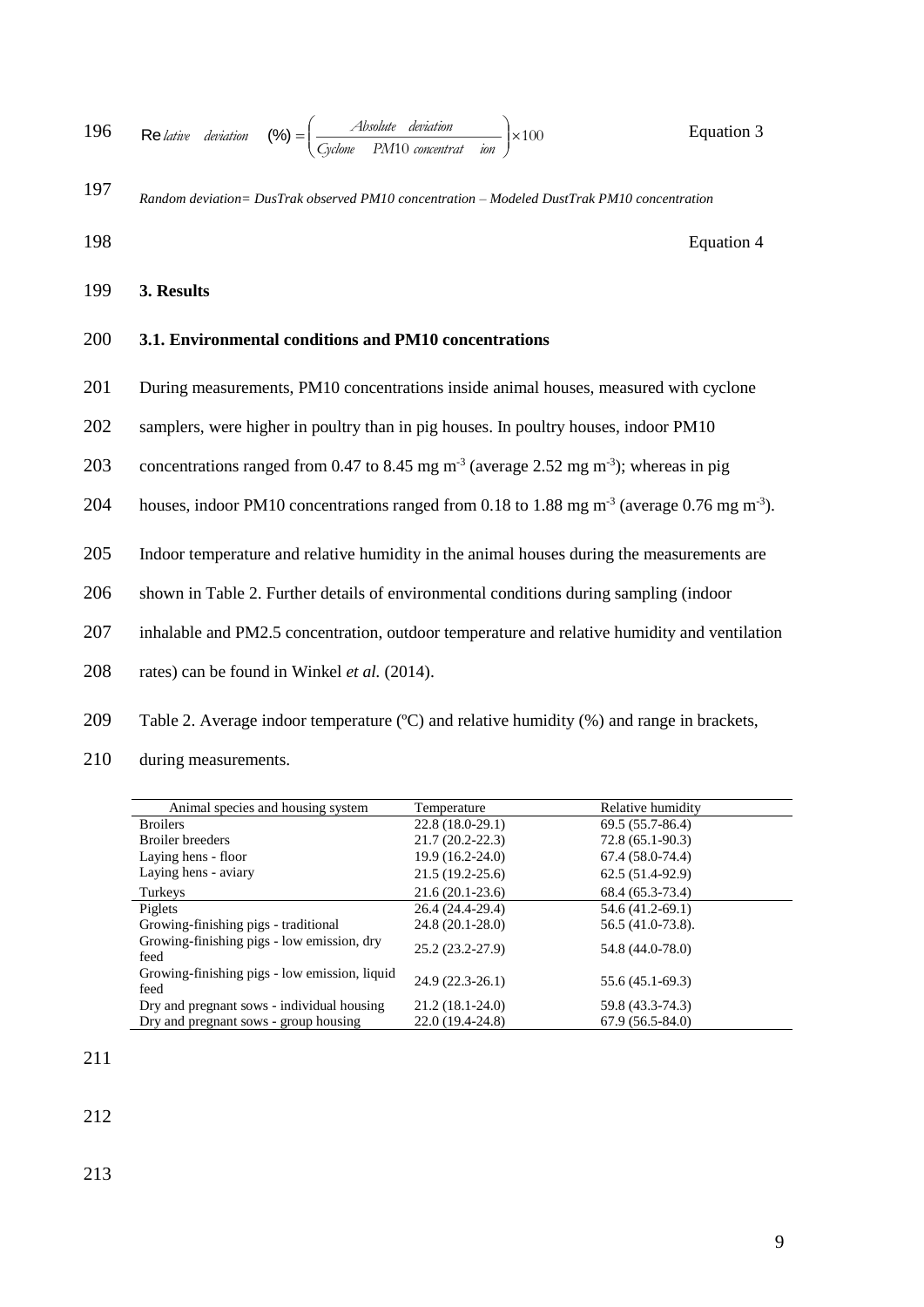$$\text{Relative deviation (\%)} = \left( \frac{\text{Absolute deviation}}{\text{Cyclone PM10 concentration}} \right) \times 100 \qquad \text{Equation 3}$$

$$\text{Random deviation} = \text{DusTrak observed PM10 concentration} - \text{Modeled DustTrak PM10 concentration} \qquad \text{Equation 4}$$

# 3. Results

## 3.1. Environmental conditions and PM10 concentrations

During measurements, PM10 concentrations inside animal houses, measured with cyclone samplers, were higher in poultry than in pig houses. In poultry houses, indoor PM10 concentrations ranged from 0.47 to 8.45 mg m$^{-3}$ (average 2.52 mg m$^{-3}$); whereas in pig houses, indoor PM10 concentrations ranged from 0.18 to 1.88 mg m$^{-3}$ (average 0.76 mg m$^{-3}$). Indoor temperature and relative humidity in the animal houses during the measurements are shown in Table 2. Further details of environmental conditions during sampling (indoor inhalable and PM2.5 concentration, outdoor temperature and relative humidity and ventilation rates) can be found in Winkel *et al.* (2014).

Table 2. Average indoor temperature (ºC) and relative humidity (%) and range in brackets, during measurements.

| Animal species and housing system | Temperature | Relative humidity |
|---|---|---|
| Broilers | 22.8 (18.0-29.1) | 69.5 (55.7-86.4) |
| Broiler breeders | 21.7 (20.2-22.3) | 72.8 (65.1-90.3) |
| Laying hens - floor | 19.9 (16.2-24.0) | 67.4 (58.0-74.4) |
| Laying hens - aviary | 21.5 (19.2-25.6) | 62.5 (51.4-92.9) |
| Turkeys | 21.6 (20.1-23.6) | 68.4 (65.3-73.4) |
| Piglets | 26.4 (24.4-29.4) | 54.6 (41.2-69.1) |
| Growing-finishing pigs - traditional | 24.8 (20.1-28.0) | 56.5 (41.0-73.8). |
| Growing-finishing pigs - low emission, dry feed | 25.2 (23.2-27.9) | 54.8 (44.0-78.0) |
| Growing-finishing pigs - low emission, liquid feed | 24.9 (22.3-26.1) | 55.6 (45.1-69.3) |
| Dry and pregnant sows - individual housing | 21.2 (18.1-24.0) | 59.8 (43.3-74.3) |
| Dry and pregnant sows - group housing | 22.0 (19.4-24.8) | 67.9 (56.5-84.0) |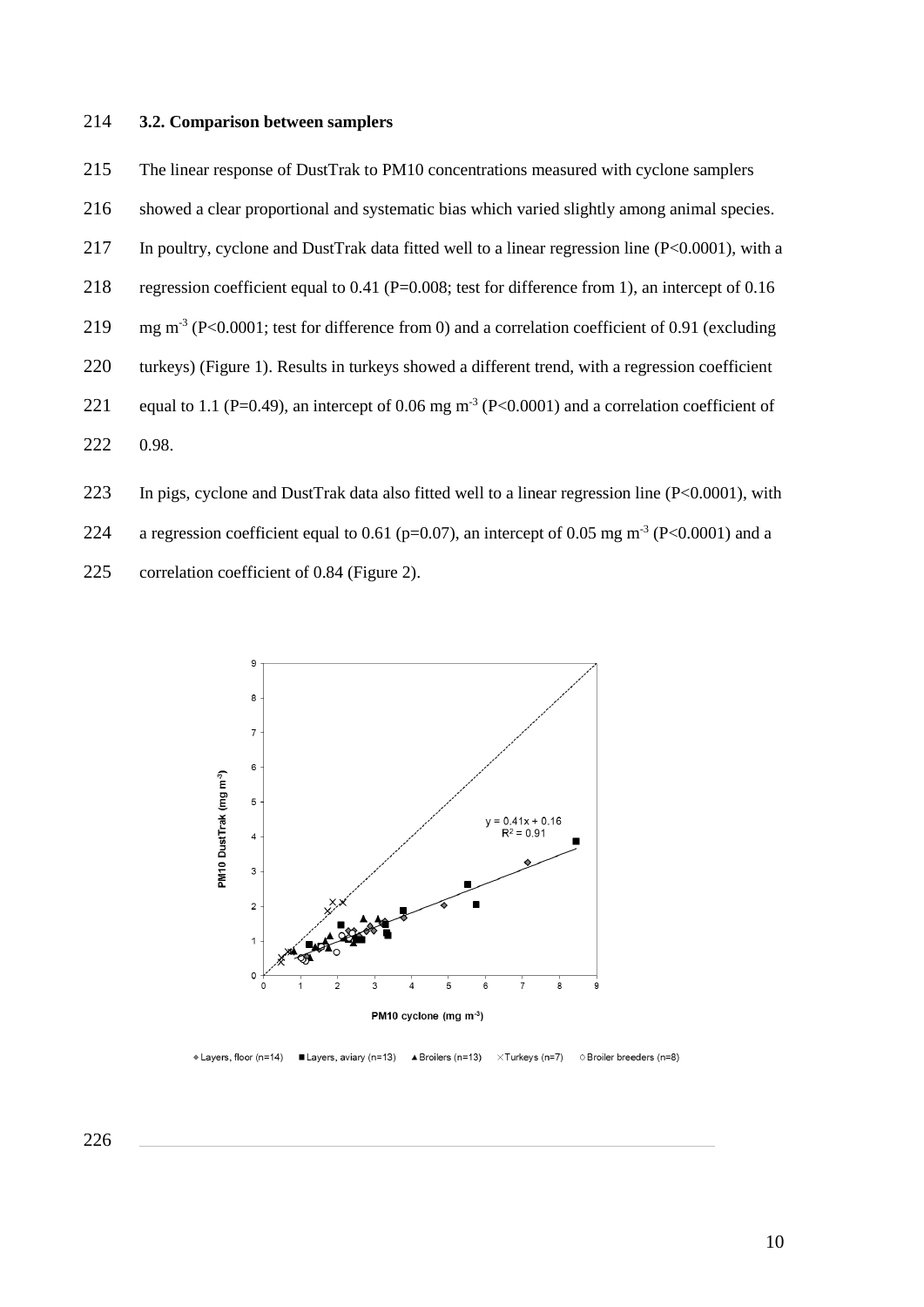### 3.2. Comparison between samplers

The linear response of DustTrak to PM10 concentrations measured with cyclone samplers showed a clear proportional and systematic bias which varied slightly among animal species. In poultry, cyclone and DustTrak data fitted well to a linear regression line ($P<0.0001$), with a regression coefficient equal to 0.41 ($P=0.008$; test for difference from 1), an intercept of 0.16 mg m$^{-3}$ ($P<0.0001$; test for difference from 0) and a correlation coefficient of 0.91 (excluding turkeys) (Figure 1). Results in turkeys showed a different trend, with a regression coefficient equal to 1.1 ($P=0.49$), an intercept of 0.06 mg m$^{-3}$ ($P<0.0001$) and a correlation coefficient of 0.98.

In pigs, cyclone and DustTrak data also fitted well to a linear regression line ($P<0.0001$), with a regression coefficient equal to 0.61 ($p=0.07$), an intercept of 0.05 mg m$^{-3}$ ($P<0.0001$) and a correlation coefficient of 0.84 (Figure 2).

$y = 0.41x + 0.16$
$R^2 = 0.91$

PM10 DustTrak (mg m$^{-3}$)

PM10 cyclone (mg m$^{-3}$)

◆ Layers, floor (n=14) ■ Layers, aviary (n=13) ▲ Broilers (n=13) × Turkeys (n=7) ○ Broiler breeders (n=8)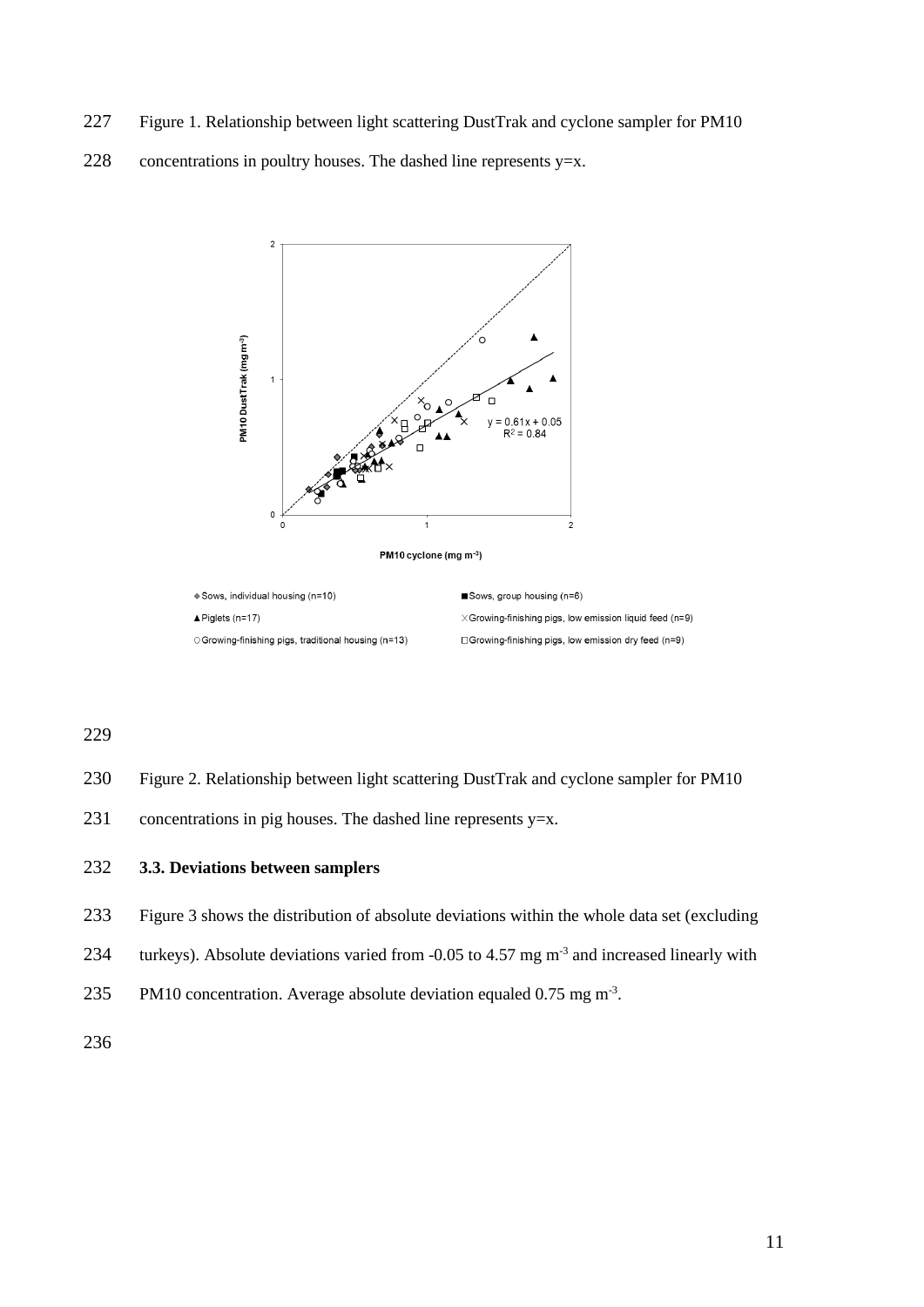Figure 1. Relationship between light scattering DustTrak and cyclone sampler for PM10 concentrations in poultry houses. The dashed line represents y=x.

Figure 2. Relationship between light scattering DustTrak and cyclone sampler for PM10 concentrations in pig houses. The dashed line represents y=x.

### 3.3. Deviations between samplers

Figure 3 shows the distribution of absolute deviations within the whole data set (excluding turkeys). Absolute deviations varied from -0.05 to 4.57 mg $m^{-3}$ and increased linearly with PM10 concentration. Average absolute deviation equaled 0.75 mg $m^{-3}$.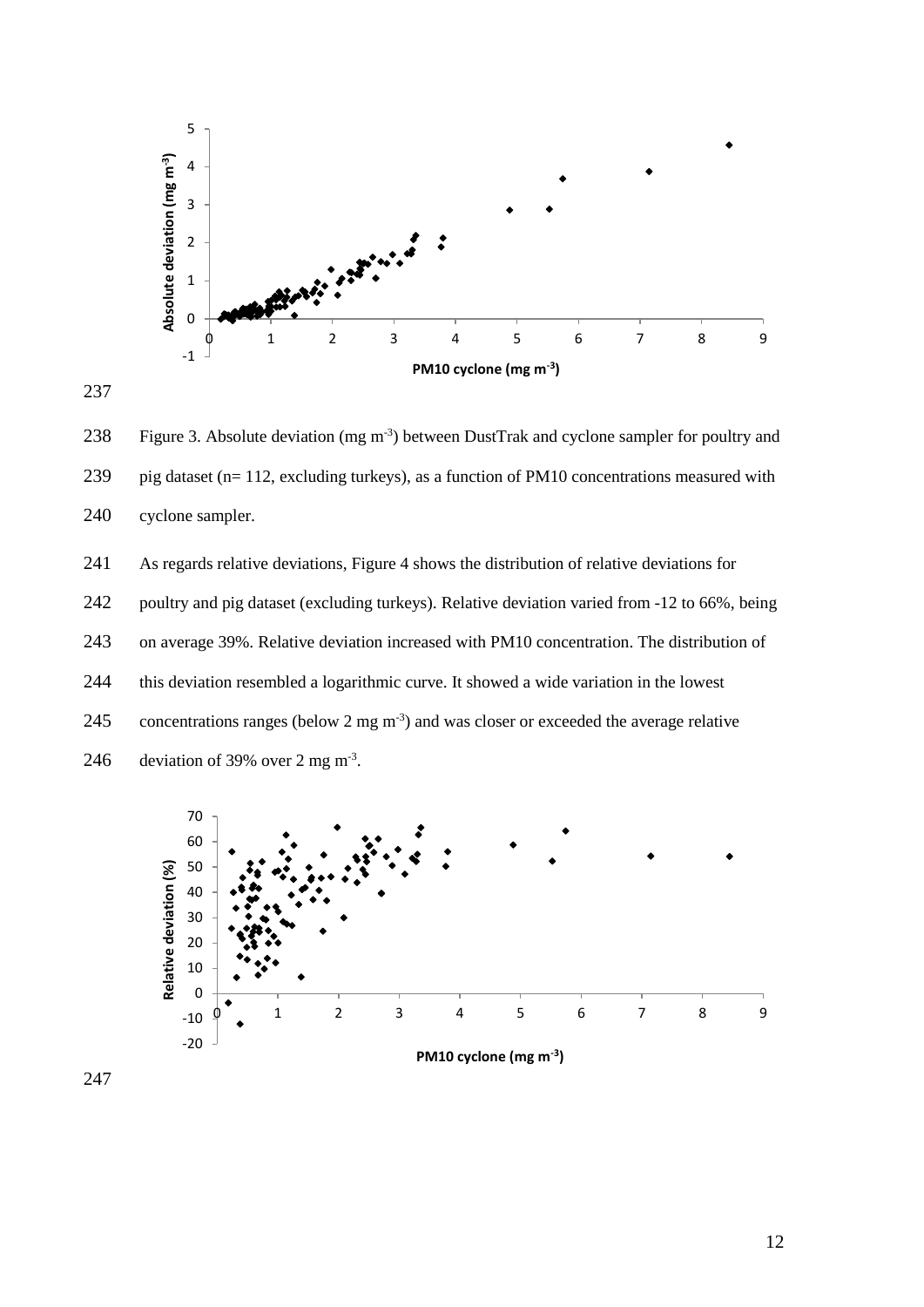Figure 3. Absolute deviation (mg $m^{-3}$) between DustTrak and cyclone sampler for poultry and pig dataset (n= 112, excluding turkeys), as a function of PM10 concentrations measured with cyclone sampler.

As regards relative deviations, Figure 4 shows the distribution of relative deviations for poultry and pig dataset (excluding turkeys). Relative deviation varied from -12 to 66%, being on average 39%. Relative deviation increased with PM10 concentration. The distribution of this deviation resembled a logarithmic curve. It showed a wide variation in the lowest concentrations ranges (below 2 mg $m^{-3}$) and was closer or exceeded the average relative deviation of 39% over 2 mg $m^{-3}$.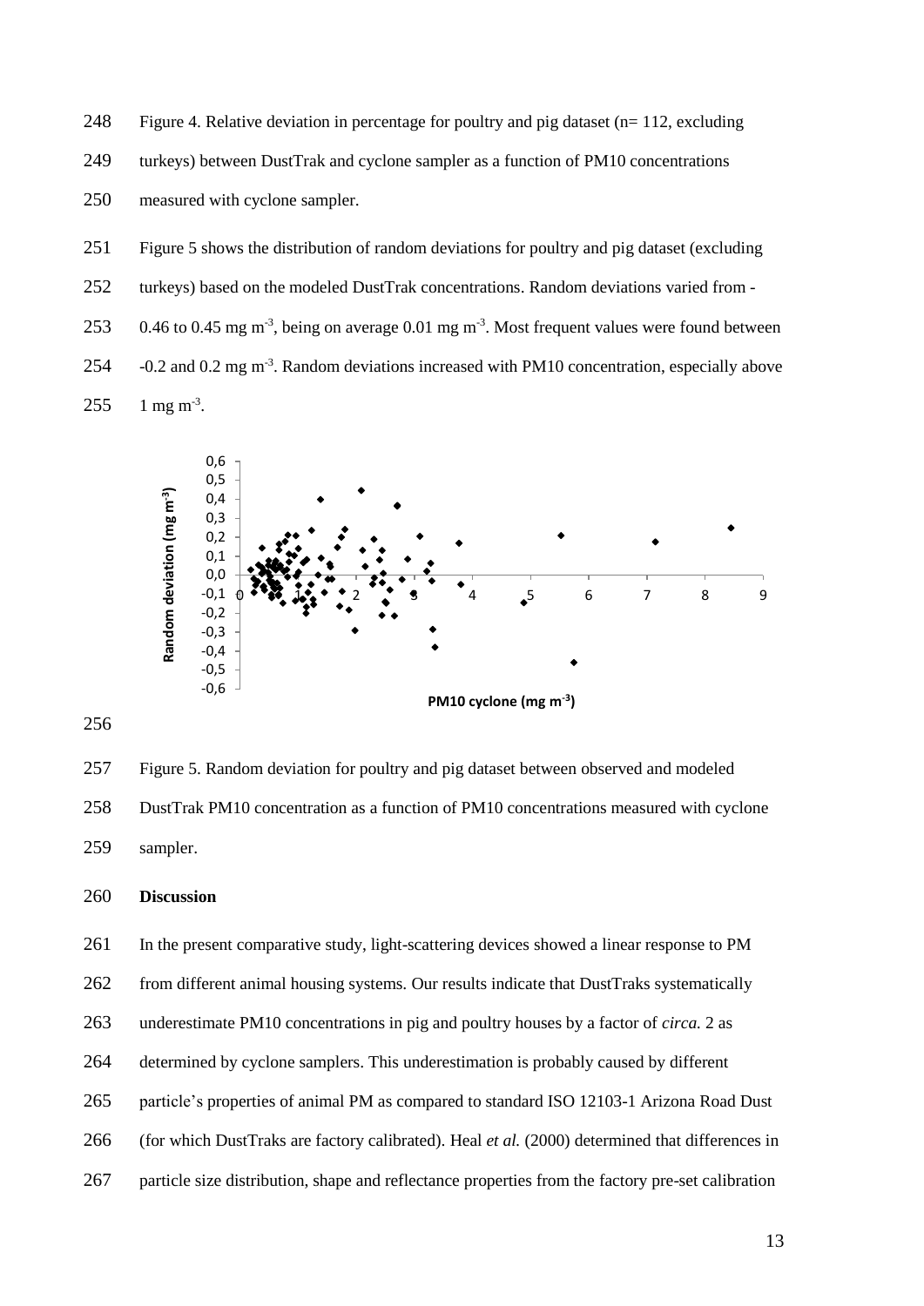Figure 4. Relative deviation in percentage for poultry and pig dataset (n= 112, excluding turkeys) between DustTrak and cyclone sampler as a function of PM10 concentrations measured with cyclone sampler.

Figure 5 shows the distribution of random deviations for poultry and pig dataset (excluding turkeys) based on the modeled DustTrak concentrations. Random deviations varied from -0.46 to 0.45 mg m$^{-3}$, being on average 0.01 mg m$^{-3}$. Most frequent values were found between -0.2 and 0.2 mg m$^{-3}$. Random deviations increased with PM10 concentration, especially above 1 mg m$^{-3}$.

Figure 5. Random deviation for poultry and pig dataset between observed and modeled DustTrak PM10 concentration as a function of PM10 concentrations measured with cyclone sampler.

## Discussion

In the present comparative study, light-scattering devices showed a linear response to PM from different animal housing systems. Our results indicate that DustTraks systematically underestimate PM10 concentrations in pig and poultry houses by a factor of *circa.* 2 as determined by cyclone samplers. This underestimation is probably caused by different particle's properties of animal PM as compared to standard ISO 12103-1 Arizona Road Dust (for which DustTraks are factory calibrated). Heal *et al.* (2000) determined that differences in particle size distribution, shape and reflectance properties from the factory pre-set calibration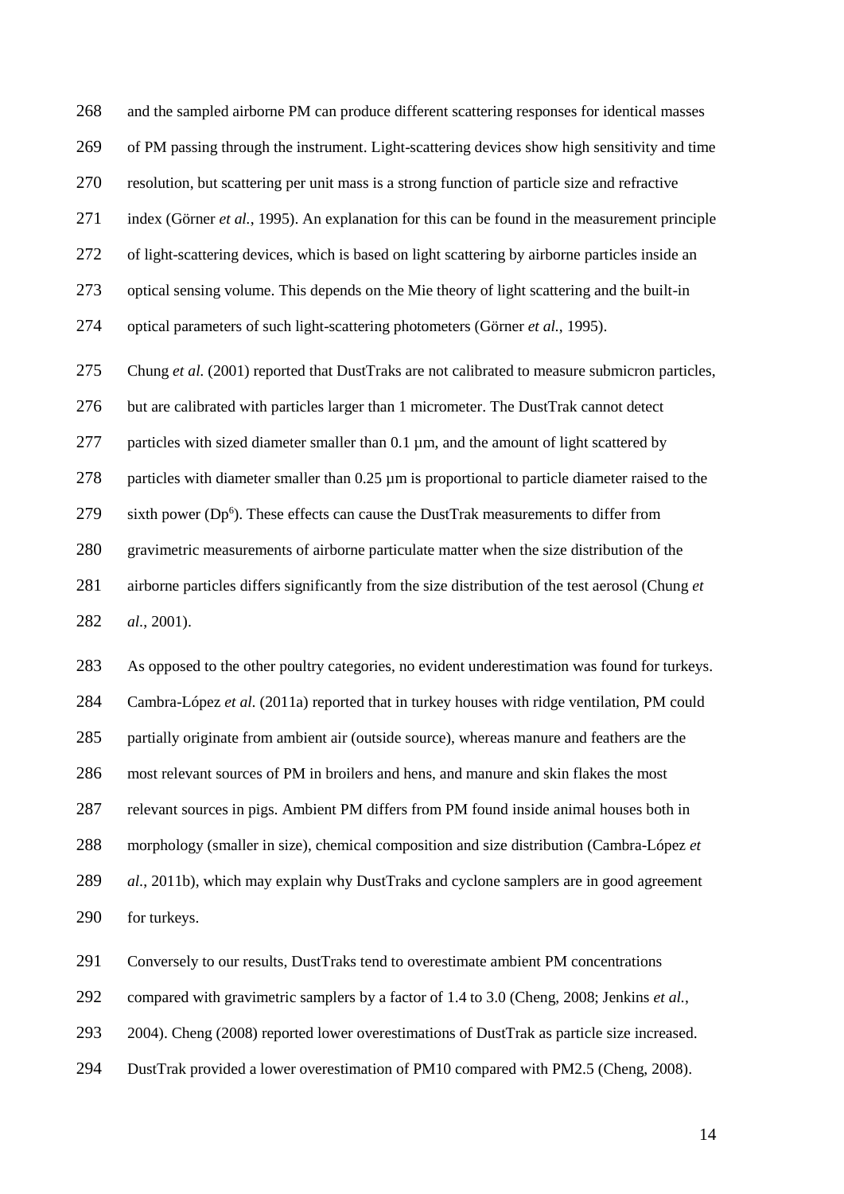and the sampled airborne PM can produce different scattering responses for identical masses of PM passing through the instrument. Light-scattering devices show high sensitivity and time resolution, but scattering per unit mass is a strong function of particle size and refractive index (Görner *et al.*, 1995). An explanation for this can be found in the measurement principle of light-scattering devices, which is based on light scattering by airborne particles inside an optical sensing volume. This depends on the Mie theory of light scattering and the built-in optical parameters of such light-scattering photometers (Görner *et al.*, 1995).

Chung *et al.* (2001) reported that DustTraks are not calibrated to measure submicron particles, but are calibrated with particles larger than 1 micrometer. The DustTrak cannot detect particles with sized diameter smaller than 0.1 µm, and the amount of light scattered by particles with diameter smaller than 0.25 µm is proportional to particle diameter raised to the sixth power ($Dp^6$). These effects can cause the DustTrak measurements to differ from gravimetric measurements of airborne particulate matter when the size distribution of the airborne particles differs significantly from the size distribution of the test aerosol (Chung *et al.*, 2001).

As opposed to the other poultry categories, no evident underestimation was found for turkeys. Cambra-López *et al.* (2011a) reported that in turkey houses with ridge ventilation, PM could partially originate from ambient air (outside source), whereas manure and feathers are the most relevant sources of PM in broilers and hens, and manure and skin flakes the most relevant sources in pigs. Ambient PM differs from PM found inside animal houses both in morphology (smaller in size), chemical composition and size distribution (Cambra-López *et al.*, 2011b), which may explain why DustTraks and cyclone samplers are in good agreement for turkeys.

Conversely to our results, DustTraks tend to overestimate ambient PM concentrations compared with gravimetric samplers by a factor of 1.4 to 3.0 (Cheng, 2008; Jenkins *et al.*, 2004). Cheng (2008) reported lower overestimations of DustTrak as particle size increased. DustTrak provided a lower overestimation of PM10 compared with PM2.5 (Cheng, 2008).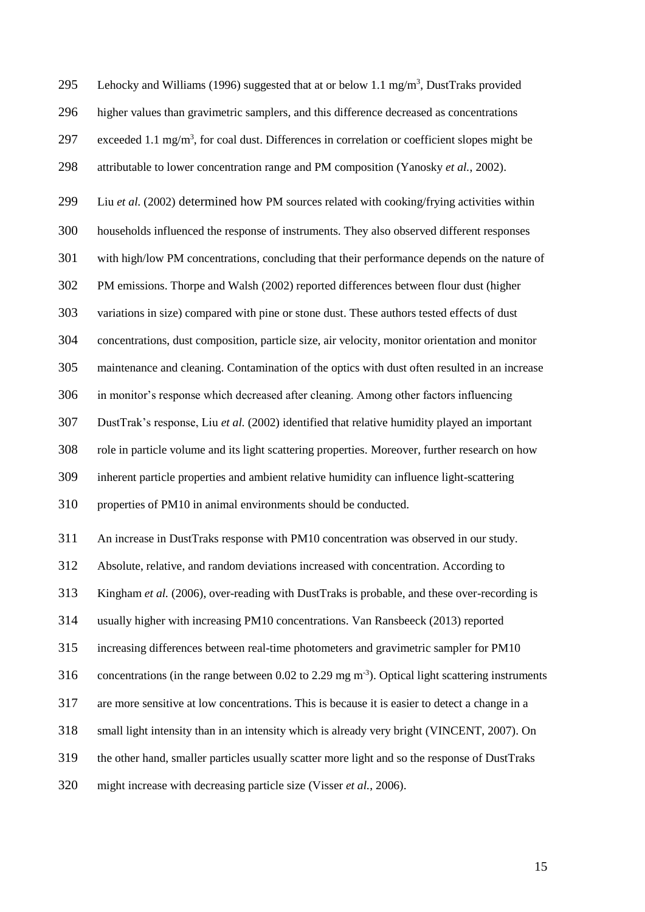Lehocky and Williams (1996) suggested that at or below 1.1 mg/m$^3$, DustTraks provided higher values than gravimetric samplers, and this difference decreased as concentrations exceeded 1.1 mg/m$^3$, for coal dust. Differences in correlation or coefficient slopes might be attributable to lower concentration range and PM composition (Yanosky *et al.*, 2002).

Liu *et al.* (2002) determined how PM sources related with cooking/frying activities within households influenced the response of instruments. They also observed different responses with high/low PM concentrations, concluding that their performance depends on the nature of PM emissions. Thorpe and Walsh (2002) reported differences between flour dust (higher variations in size) compared with pine or stone dust. These authors tested effects of dust concentrations, dust composition, particle size, air velocity, monitor orientation and monitor maintenance and cleaning. Contamination of the optics with dust often resulted in an increase in monitor's response which decreased after cleaning. Among other factors influencing DustTrak's response, Liu *et al.* (2002) identified that relative humidity played an important role in particle volume and its light scattering properties. Moreover, further research on how inherent particle properties and ambient relative humidity can influence light-scattering properties of PM10 in animal environments should be conducted.

An increase in DustTraks response with PM10 concentration was observed in our study. Absolute, relative, and random deviations increased with concentration. According to Kingham *et al.* (2006), over-reading with DustTraks is probable, and these over-recording is usually higher with increasing PM10 concentrations. Van Ransbeeck (2013) reported increasing differences between real-time photometers and gravimetric sampler for PM10 concentrations (in the range between 0.02 to 2.29 mg m$^{-3}$). Optical light scattering instruments are more sensitive at low concentrations. This is because it is easier to detect a change in a small light intensity than in an intensity which is already very bright (VINCENT, 2007). On the other hand, smaller particles usually scatter more light and so the response of DustTraks might increase with decreasing particle size (Visser *et al.*, 2006).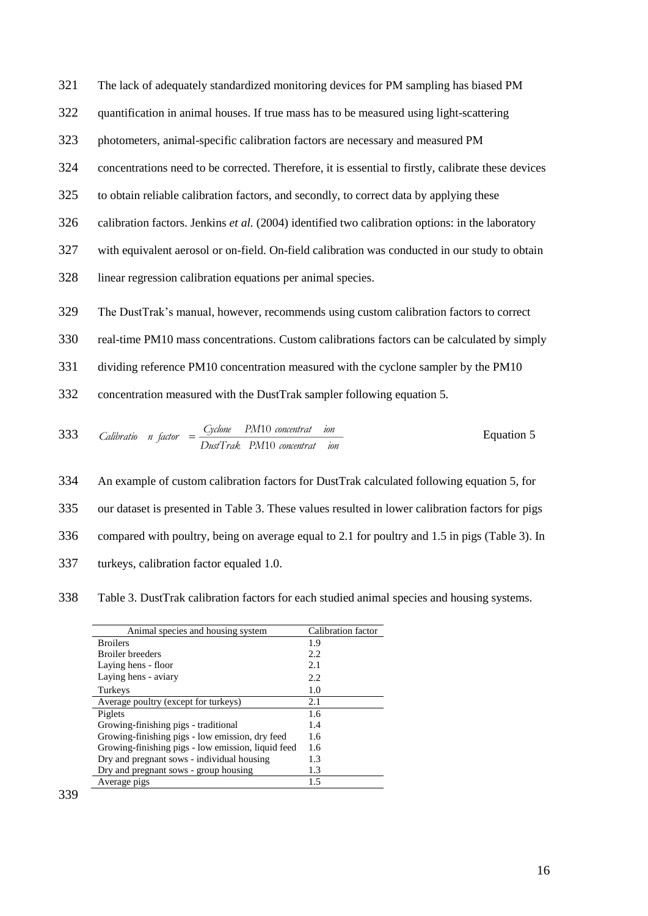The lack of adequately standardized monitoring devices for PM sampling has biased PM quantification in animal houses. If true mass has to be measured using light-scattering photometers, animal-specific calibration factors are necessary and measured PM concentrations need to be corrected. Therefore, it is essential to firstly, calibrate these devices to obtain reliable calibration factors, and secondly, to correct data by applying these calibration factors. Jenkins *et al.* (2004) identified two calibration options: in the laboratory with equivalent aerosol or on-field. On-field calibration was conducted in our study to obtain linear regression calibration equations per animal species.

The DustTrak's manual, however, recommends using custom calibration factors to correct real-time PM10 mass concentrations. Custom calibrations factors can be calculated by simply dividing reference PM10 concentration measured with the cyclone sampler by the PM10 concentration measured with the DustTrak sampler following equation 5.

$$\text{Calibration factor} = \frac{\text{Cyclone PM10 concentration}}{\text{DustTrak PM10 concentration}} \qquad \text{Equation 5}$$

An example of custom calibration factors for DustTrak calculated following equation 5, for our dataset is presented in Table 3. These values resulted in lower calibration factors for pigs compared with poultry, being on average equal to 2.1 for poultry and 1.5 in pigs (Table 3). In turkeys, calibration factor equaled 1.0.

Table 3. DustTrak calibration factors for each studied animal species and housing systems.

| Animal species and housing system | Calibration factor |
|---|---|
| Broilers | 1.9 |
| Broiler breeders | 2.2 |
| Laying hens - floor | 2.1 |
| Laying hens - aviary | 2.2 |
| Turkeys | 1.0 |
| Average poultry (except for turkeys) | 2.1 |
| Piglets | 1.6 |
| Growing-finishing pigs - traditional | 1.4 |
| Growing-finishing pigs - low emission, dry feed | 1.6 |
| Growing-finishing pigs - low emission, liquid feed | 1.6 |
| Dry and pregnant sows - individual housing | 1.3 |
| Dry and pregnant sows - group housing | 1.3 |
| Average pigs | 1.5 |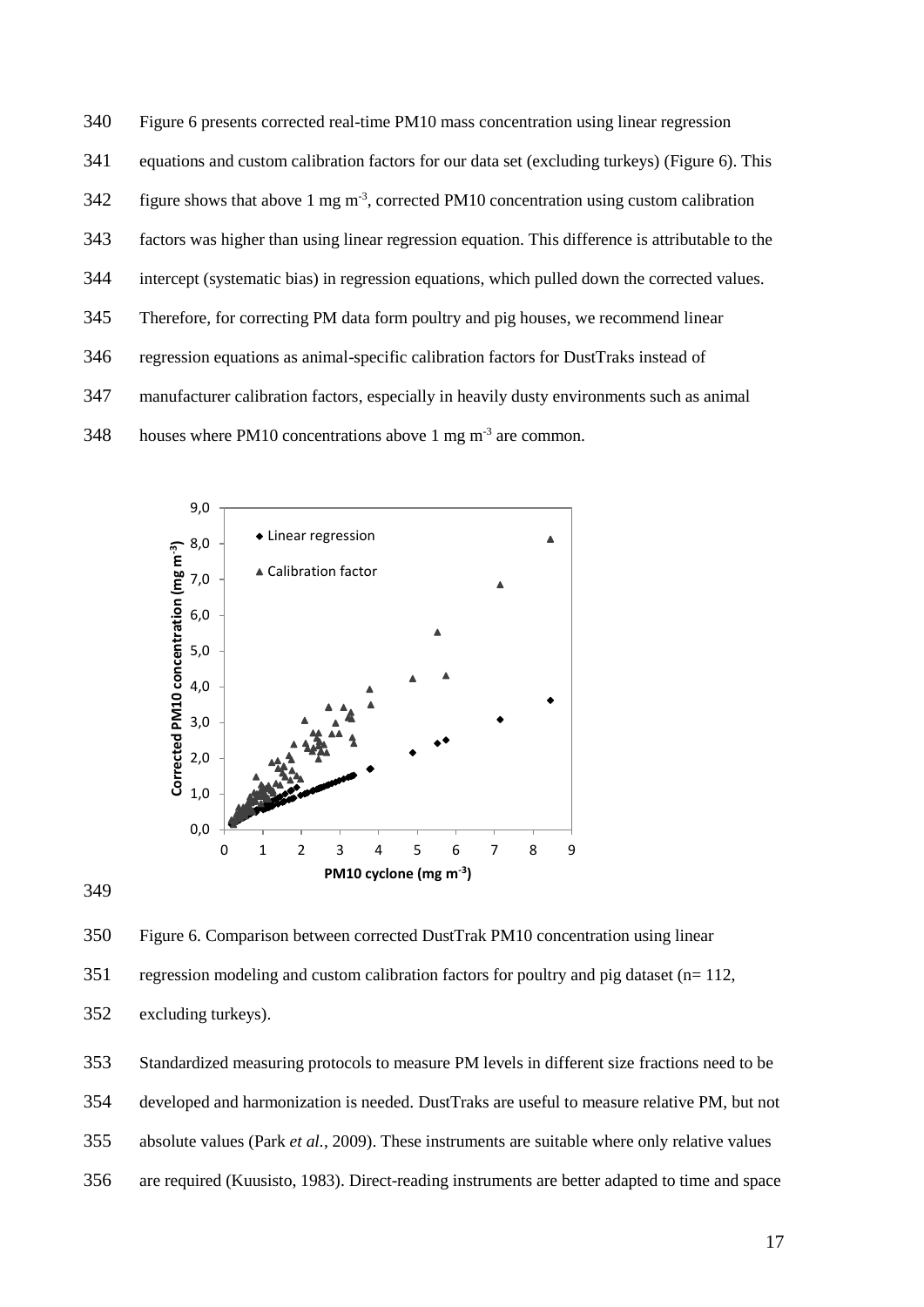Figure 6 presents corrected real-time PM10 mass concentration using linear regression equations and custom calibration factors for our data set (excluding turkeys) (Figure 6). This figure shows that above 1 mg m$^{-3}$, corrected PM10 concentration using custom calibration factors was higher than using linear regression equation. This difference is attributable to the intercept (systematic bias) in regression equations, which pulled down the corrected values. Therefore, for correcting PM data form poultry and pig houses, we recommend linear regression equations as animal-specific calibration factors for DustTraks instead of manufacturer calibration factors, especially in heavily dusty environments such as animal houses where PM10 concentrations above 1 mg m$^{-3}$ are common.

Figure 6. Comparison between corrected DustTrak PM10 concentration using linear regression modeling and custom calibration factors for poultry and pig dataset (n= 112, excluding turkeys).

Standardized measuring protocols to measure PM levels in different size fractions need to be developed and harmonization is needed. DustTraks are useful to measure relative PM, but not absolute values (Park *et al.*, 2009). These instruments are suitable where only relative values are required (Kuusisto, 1983). Direct-reading instruments are better adapted to time and space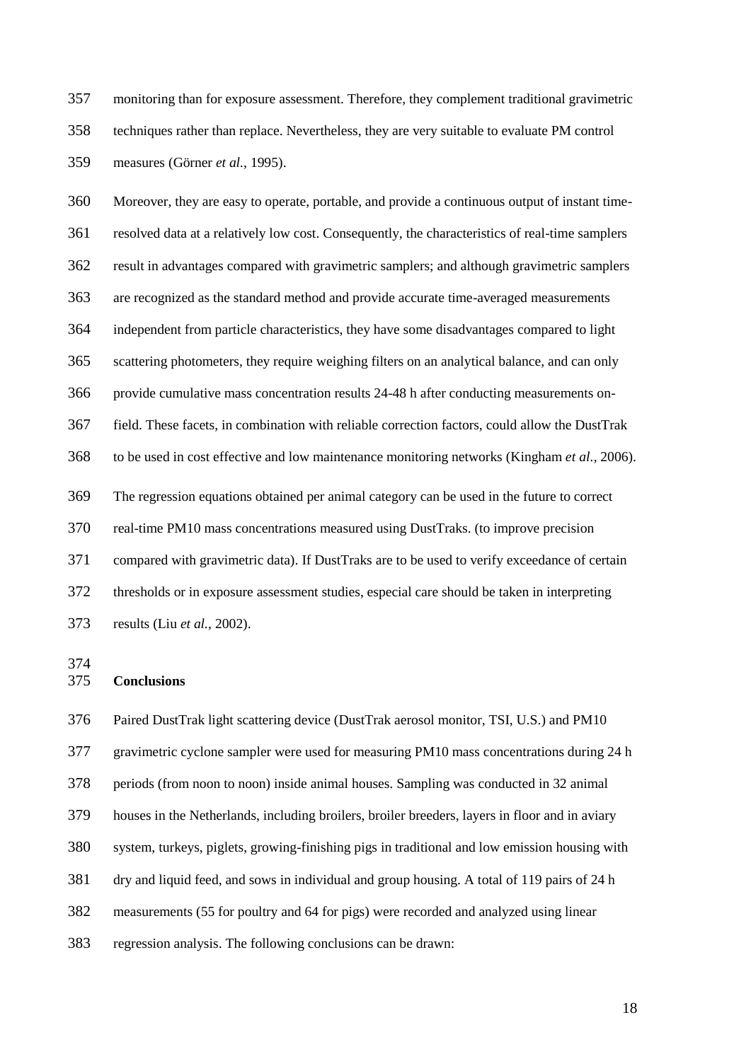monitoring than for exposure assessment. Therefore, they complement traditional gravimetric techniques rather than replace. Nevertheless, they are very suitable to evaluate PM control measures (Görner *et al.*, 1995).

Moreover, they are easy to operate, portable, and provide a continuous output of instant time-resolved data at a relatively low cost. Consequently, the characteristics of real-time samplers result in advantages compared with gravimetric samplers; and although gravimetric samplers are recognized as the standard method and provide accurate time-averaged measurements independent from particle characteristics, they have some disadvantages compared to light scattering photometers, they require weighing filters on an analytical balance, and can only provide cumulative mass concentration results 24-48 h after conducting measurements on-field. These facets, in combination with reliable correction factors, could allow the DustTrak to be used in cost effective and low maintenance monitoring networks (Kingham *et al.*, 2006).

The regression equations obtained per animal category can be used in the future to correct real-time PM10 mass concentrations measured using DustTraks. (to improve precision compared with gravimetric data). If DustTraks are to be used to verify exceedance of certain thresholds or in exposure assessment studies, especial care should be taken in interpreting results (Liu *et al.*, 2002).

## Conclusions

Paired DustTrak light scattering device (DustTrak aerosol monitor, TSI, U.S.) and PM10 gravimetric cyclone sampler were used for measuring PM10 mass concentrations during 24 h periods (from noon to noon) inside animal houses. Sampling was conducted in 32 animal houses in the Netherlands, including broilers, broiler breeders, layers in floor and in aviary system, turkeys, piglets, growing-finishing pigs in traditional and low emission housing with dry and liquid feed, and sows in individual and group housing. A total of 119 pairs of 24 h measurements (55 for poultry and 64 for pigs) were recorded and analyzed using linear regression analysis. The following conclusions can be drawn: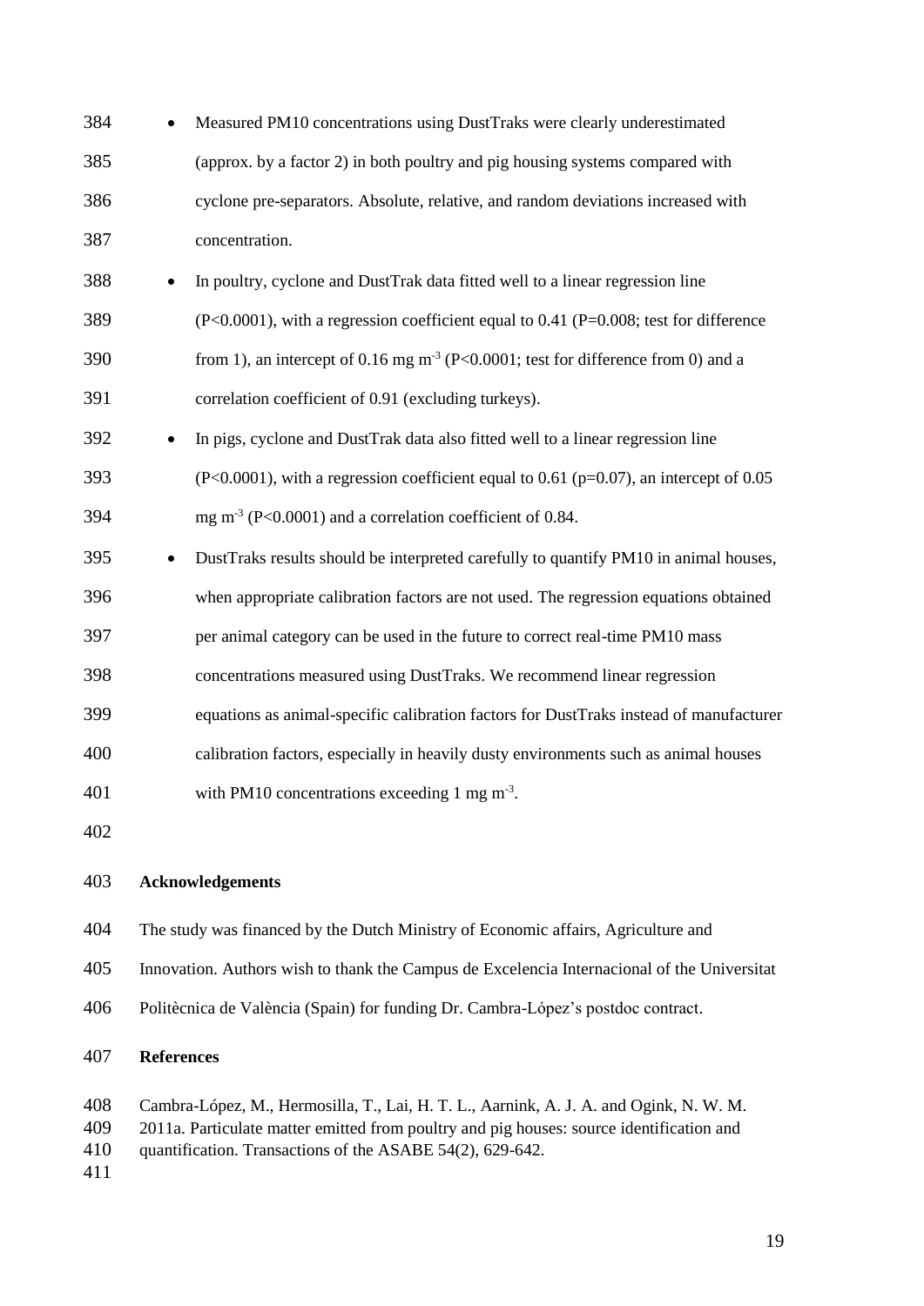- Measured PM10 concentrations using DustTraks were clearly underestimated (approx. by a factor 2) in both poultry and pig housing systems compared with cyclone pre-separators. Absolute, relative, and random deviations increased with concentration.
- In poultry, cyclone and DustTrak data fitted well to a linear regression line ($P<0.0001$), with a regression coefficient equal to 0.41 ($P=0.008$; test for difference from 1), an intercept of 0.16 mg $m^{-3}$ ($P<0.0001$; test for difference from 0) and a correlation coefficient of 0.91 (excluding turkeys).
- In pigs, cyclone and DustTrak data also fitted well to a linear regression line ($P<0.0001$), with a regression coefficient equal to 0.61 ($p=0.07$), an intercept of 0.05 mg $m^{-3}$ ($P<0.0001$) and a correlation coefficient of 0.84.
- DustTraks results should be interpreted carefully to quantify PM10 in animal houses, when appropriate calibration factors are not used. The regression equations obtained per animal category can be used in the future to correct real-time PM10 mass concentrations measured using DustTraks. We recommend linear regression equations as animal-specific calibration factors for DustTraks instead of manufacturer calibration factors, especially in heavily dusty environments such as animal houses with PM10 concentrations exceeding 1 mg $m^{-3}$.

## Acknowledgements

The study was financed by the Dutch Ministry of Economic affairs, Agriculture and Innovation. Authors wish to thank the Campus de Excelencia Internacional of the Universitat Politècnica de València (Spain) for funding Dr. Cambra-López's postdoc contract.

## References

Cambra-López, M., Hermosilla, T., Lai, H. T. L., Aarnink, A. J. A. and Ogink, N. W. M. 2011a. Particulate matter emitted from poultry and pig houses: source identification and quantification. Transactions of the ASABE 54(2), 629-642.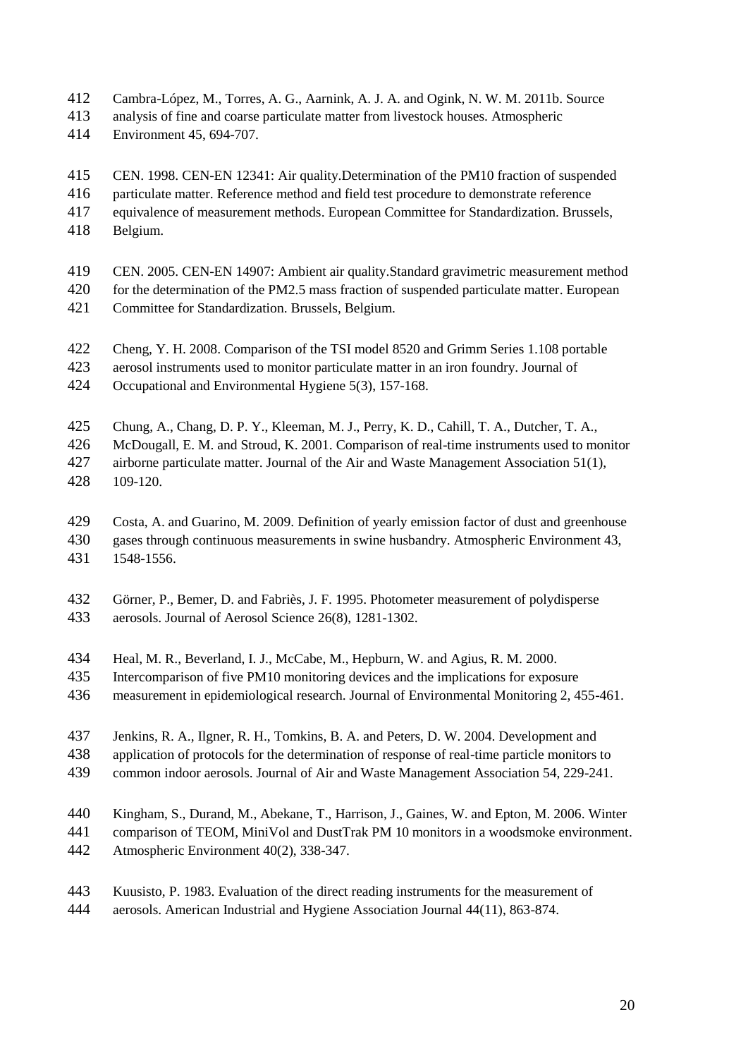Cambra-López, M., Torres, A. G., Aarnink, A. J. A. and Ogink, N. W. M. 2011b. Source analysis of fine and coarse particulate matter from livestock houses. Atmospheric Environment 45, 694-707.

CEN. 1998. CEN-EN 12341: Air quality.Determination of the PM10 fraction of suspended particulate matter. Reference method and field test procedure to demonstrate reference equivalence of measurement methods. European Committee for Standardization. Brussels, Belgium.

CEN. 2005. CEN-EN 14907: Ambient air quality.Standard gravimetric measurement method for the determination of the PM2.5 mass fraction of suspended particulate matter. European Committee for Standardization. Brussels, Belgium.

Cheng, Y. H. 2008. Comparison of the TSI model 8520 and Grimm Series 1.108 portable aerosol instruments used to monitor particulate matter in an iron foundry. Journal of Occupational and Environmental Hygiene 5(3), 157-168.

Chung, A., Chang, D. P. Y., Kleeman, M. J., Perry, K. D., Cahill, T. A., Dutcher, T. A., McDougall, E. M. and Stroud, K. 2001. Comparison of real-time instruments used to monitor airborne particulate matter. Journal of the Air and Waste Management Association 51(1), 109-120.

Costa, A. and Guarino, M. 2009. Definition of yearly emission factor of dust and greenhouse gases through continuous measurements in swine husbandry. Atmospheric Environment 43, 1548-1556.

Görner, P., Bemer, D. and Fabriès, J. F. 1995. Photometer measurement of polydisperse aerosols. Journal of Aerosol Science 26(8), 1281-1302.

Heal, M. R., Beverland, I. J., McCabe, M., Hepburn, W. and Agius, R. M. 2000. Intercomparison of five PM10 monitoring devices and the implications for exposure measurement in epidemiological research. Journal of Environmental Monitoring 2, 455-461.

Jenkins, R. A., Ilgner, R. H., Tomkins, B. A. and Peters, D. W. 2004. Development and application of protocols for the determination of response of real-time particle monitors to common indoor aerosols. Journal of Air and Waste Management Association 54, 229-241.

Kingham, S., Durand, M., Abekane, T., Harrison, J., Gaines, W. and Epton, M. 2006. Winter comparison of TEOM, MiniVol and DustTrak PM 10 monitors in a woodsmoke environment. Atmospheric Environment 40(2), 338-347.

Kuusisto, P. 1983. Evaluation of the direct reading instruments for the measurement of aerosols. American Industrial and Hygiene Association Journal 44(11), 863-874.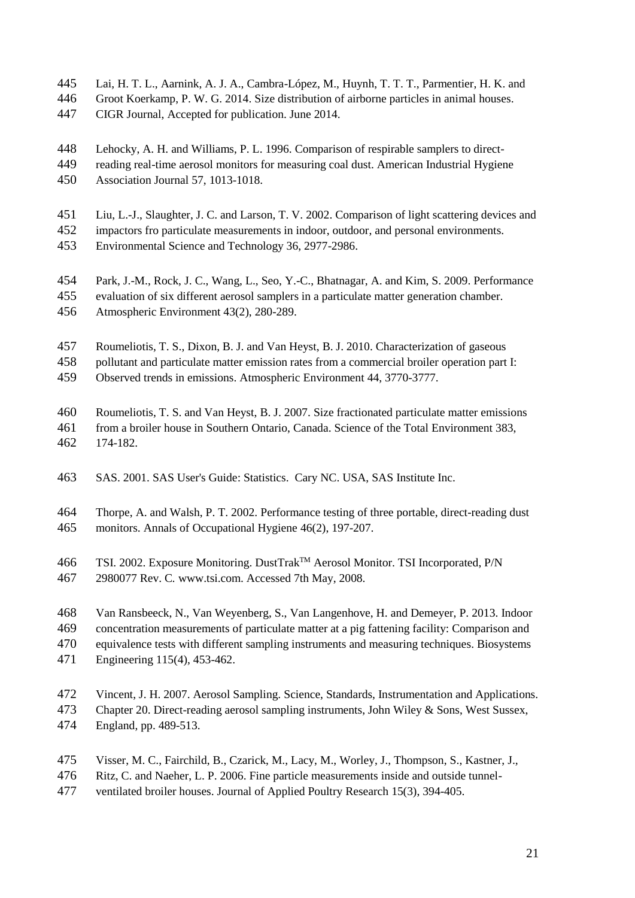Lai, H. T. L., Aarnink, A. J. A., Cambra-López, M., Huynh, T. T. T., Parmentier, H. K. and Groot Koerkamp, P. W. G. 2014. Size distribution of airborne particles in animal houses. CIGR Journal, Accepted for publication. June 2014.

Lehocky, A. H. and Williams, P. L. 1996. Comparison of respirable samplers to direct-reading real-time aerosol monitors for measuring coal dust. American Industrial Hygiene Association Journal 57, 1013-1018.

Liu, L.-J., Slaughter, J. C. and Larson, T. V. 2002. Comparison of light scattering devices and impactors fro particulate measurements in indoor, outdoor, and personal environments. Environmental Science and Technology 36, 2977-2986.

Park, J.-M., Rock, J. C., Wang, L., Seo, Y.-C., Bhatnagar, A. and Kim, S. 2009. Performance evaluation of six different aerosol samplers in a particulate matter generation chamber. Atmospheric Environment 43(2), 280-289.

Roumeliotis, T. S., Dixon, B. J. and Van Heyst, B. J. 2010. Characterization of gaseous pollutant and particulate matter emission rates from a commercial broiler operation part I: Observed trends in emissions. Atmospheric Environment 44, 3770-3777.

Roumeliotis, T. S. and Van Heyst, B. J. 2007. Size fractionated particulate matter emissions from a broiler house in Southern Ontario, Canada. Science of the Total Environment 383, 174-182.

SAS. 2001. SAS User's Guide: Statistics. Cary NC. USA, SAS Institute Inc.

Thorpe, A. and Walsh, P. T. 2002. Performance testing of three portable, direct-reading dust monitors. Annals of Occupational Hygiene 46(2), 197-207.

TSI. 2002. Exposure Monitoring. DustTrak™ Aerosol Monitor. TSI Incorporated, P/N 2980077 Rev. C. www.tsi.com. Accessed 7th May, 2008.

Van Ransbeeck, N., Van Weyenberg, S., Van Langenhove, H. and Demeyer, P. 2013. Indoor concentration measurements of particulate matter at a pig fattening facility: Comparison and equivalence tests with different sampling instruments and measuring techniques. Biosystems Engineering 115(4), 453-462.

Vincent, J. H. 2007. Aerosol Sampling. Science, Standards, Instrumentation and Applications. Chapter 20. Direct-reading aerosol sampling instruments, John Wiley & Sons, West Sussex, England, pp. 489-513.

Visser, M. C., Fairchild, B., Czarick, M., Lacy, M., Worley, J., Thompson, S., Kastner, J., Ritz, C. and Naeher, L. P. 2006. Fine particle measurements inside and outside tunnel-ventilated broiler houses. Journal of Applied Poultry Research 15(3), 394-405.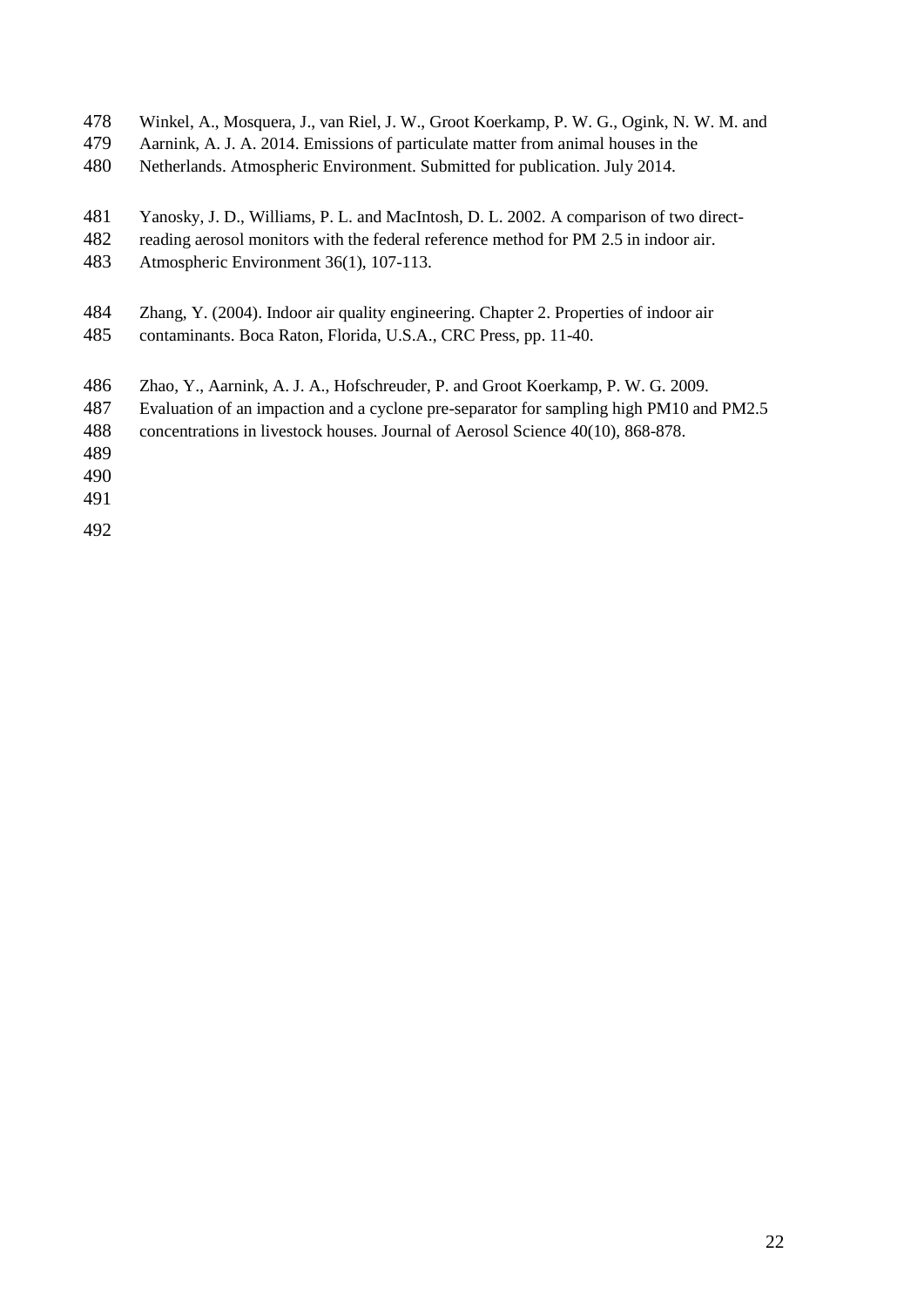Winkel, A., Mosquera, J., van Riel, J. W., Groot Koerkamp, P. W. G., Ogink, N. W. M. and Aarnink, A. J. A. 2014. Emissions of particulate matter from animal houses in the Netherlands. Atmospheric Environment. Submitted for publication. July 2014.

Yanosky, J. D., Williams, P. L. and MacIntosh, D. L. 2002. A comparison of two direct-reading aerosol monitors with the federal reference method for PM 2.5 in indoor air. Atmospheric Environment 36(1), 107-113.

Zhang, Y. (2004). Indoor air quality engineering. Chapter 2. Properties of indoor air contaminants. Boca Raton, Florida, U.S.A., CRC Press, pp. 11-40.

Zhao, Y., Aarnink, A. J. A., Hofschreuder, P. and Groot Koerkamp, P. W. G. 2009. Evaluation of an impaction and a cyclone pre-separator for sampling high PM10 and PM2.5 concentrations in livestock houses. Journal of Aerosol Science 40(10), 868-878.